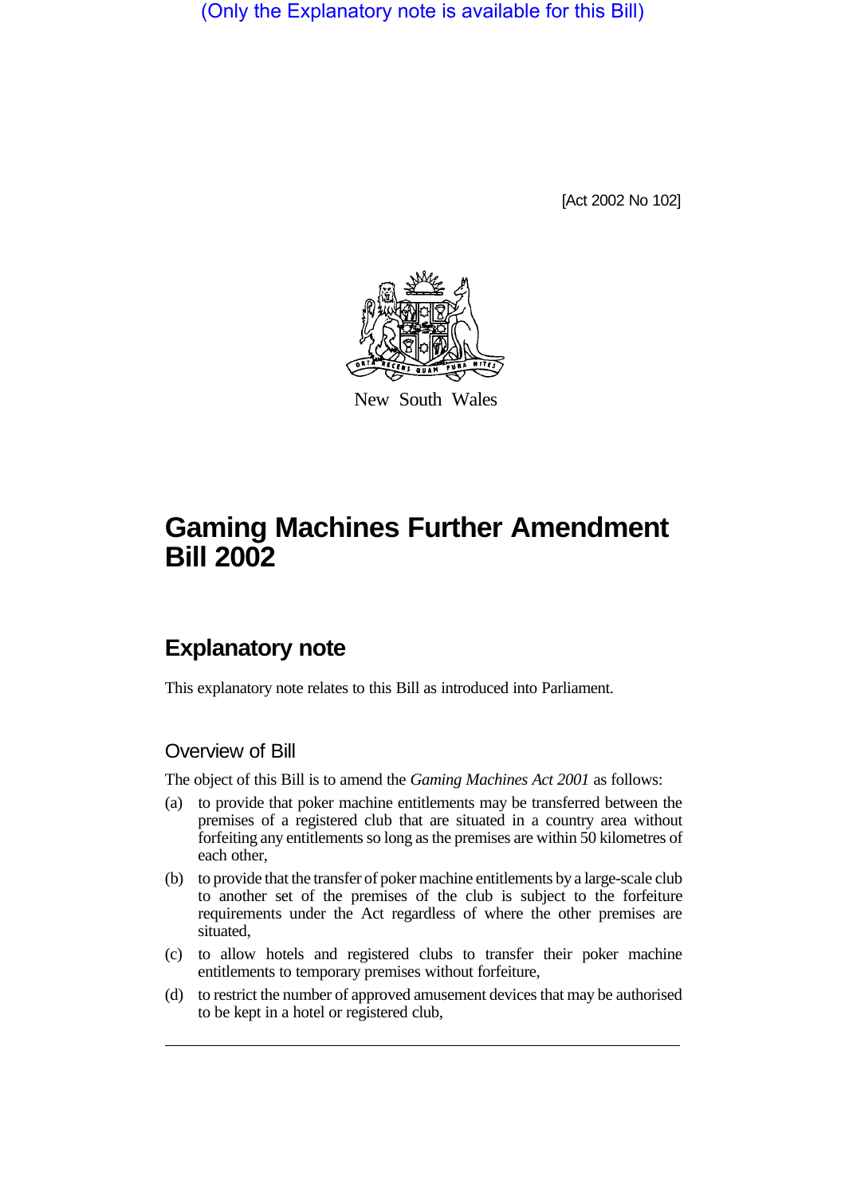(Only the Explanatory note is available for this Bill)

[Act 2002 No 102]

New South Wales

# Gaming Machines Further Amendment Bill 2002

## Explanatory note

This explanatory note relates to this Bill as introduced into Parliament.

### Overview of Bill

The object of this Bill is to amend the *Gaming Machines Act 2001* as follows:

(a) to provide that poker machine entitlements may be transferred between the premises of a registered club that are situated in a country area without forfeiting any entitlements so long as the premises are within 50 kilometres of each other,

(b) to provide that the transfer of poker machine entitlements by a large-scale club to another set of the premises of the club is subject to the forfeiture requirements under the Act regardless of where the other premises are situated,

(c) to allow hotels and registered clubs to transfer their poker machine entitlements to temporary premises without forfeiture,

(d) to restrict the number of approved amusement devices that may be authorised to be kept in a hotel or registered club,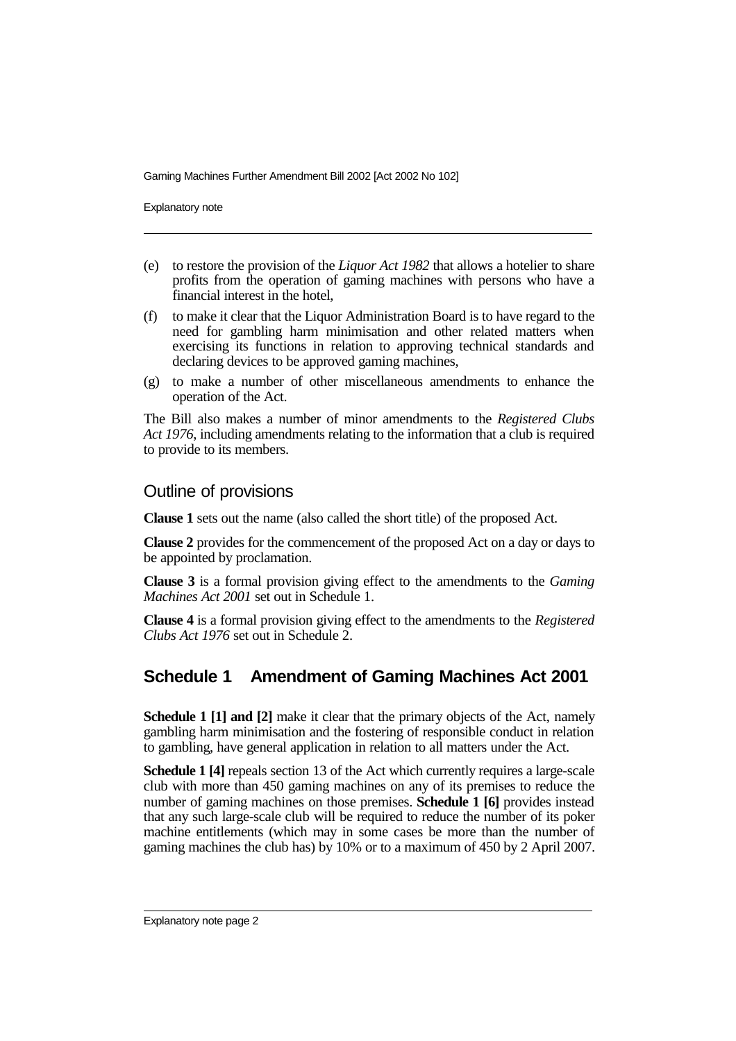(e) to restore the provision of the *Liquor Act 1982* that allows a hotelier to share profits from the operation of gaming machines with persons who have a financial interest in the hotel,

(f) to make it clear that the Liquor Administration Board is to have regard to the need for gambling harm minimisation and other related matters when exercising its functions in relation to approving technical standards and declaring devices to be approved gaming machines,

(g) to make a number of other miscellaneous amendments to enhance the operation of the Act.

The Bill also makes a number of minor amendments to the *Registered Clubs Act 1976*, including amendments relating to the information that a club is required to provide to its members.

## Outline of provisions

**Clause 1** sets out the name (also called the short title) of the proposed Act.

**Clause 2** provides for the commencement of the proposed Act on a day or days to be appointed by proclamation.

**Clause 3** is a formal provision giving effect to the amendments to the *Gaming Machines Act 2001* set out in Schedule 1.

**Clause 4** is a formal provision giving effect to the amendments to the *Registered Clubs Act 1976* set out in Schedule 2.

## Schedule 1 Amendment of Gaming Machines Act 2001

**Schedule 1 [1] and [2]** make it clear that the primary objects of the Act, namely gambling harm minimisation and the fostering of responsible conduct in relation to gambling, have general application in relation to all matters under the Act.

**Schedule 1 [4]** repeals section 13 of the Act which currently requires a large-scale club with more than 450 gaming machines on any of its premises to reduce the number of gaming machines on those premises. **Schedule 1 [6]** provides instead that any such large-scale club will be required to reduce the number of its poker machine entitlements (which may in some cases be more than the number of gaming machines the club has) by 10% or to a maximum of 450 by 2 April 2007.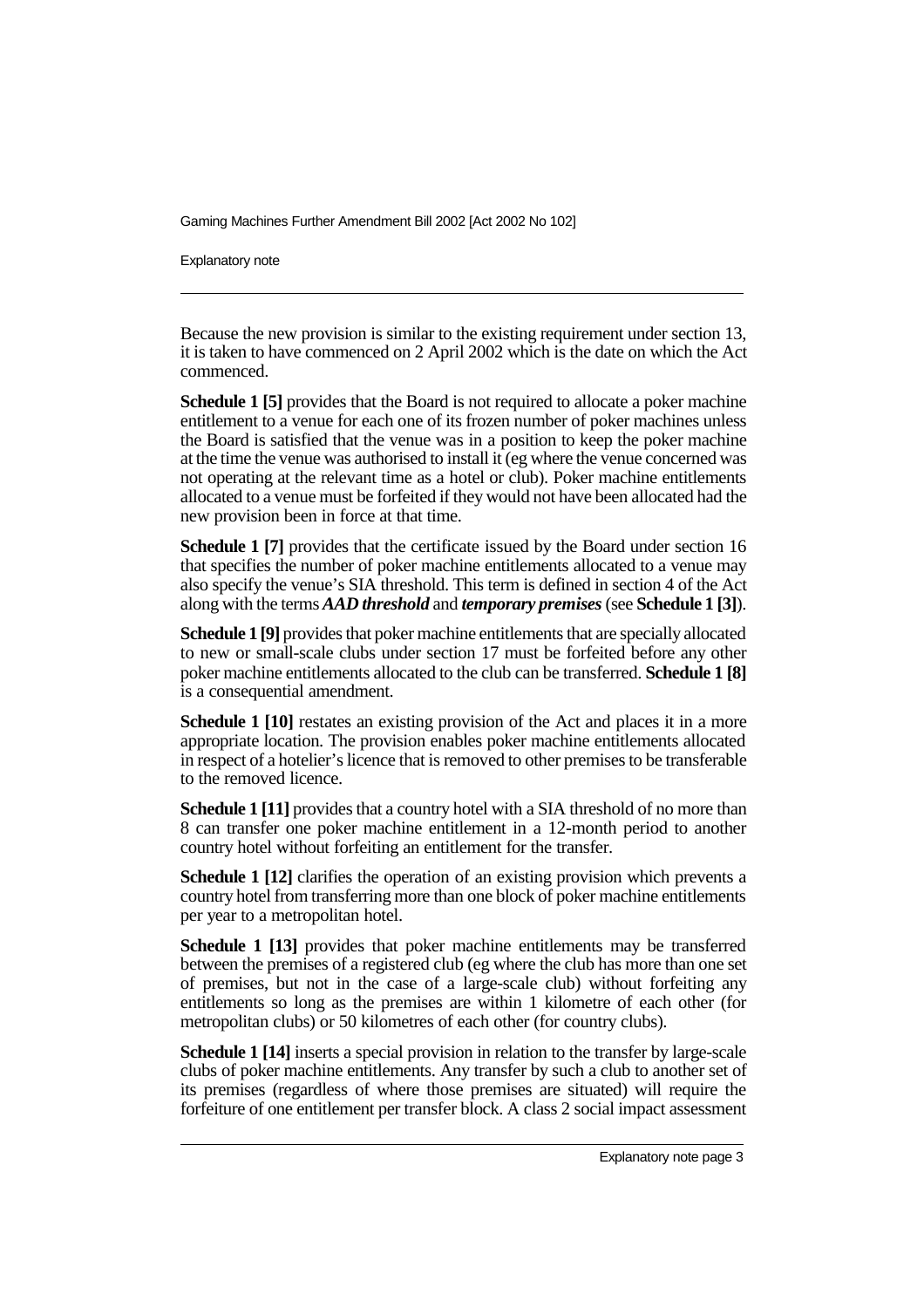Because the new provision is similar to the existing requirement under section 13, it is taken to have commenced on 2 April 2002 which is the date on which the Act commenced.

**Schedule 1 [5]** provides that the Board is not required to allocate a poker machine entitlement to a venue for each one of its frozen number of poker machines unless the Board is satisfied that the venue was in a position to keep the poker machine at the time the venue was authorised to install it (eg where the venue concerned was not operating at the relevant time as a hotel or club). Poker machine entitlements allocated to a venue must be forfeited if they would not have been allocated had the new provision been in force at that time.

**Schedule 1 [7]** provides that the certificate issued by the Board under section 16 that specifies the number of poker machine entitlements allocated to a venue may also specify the venue's SIA threshold. This term is defined in section 4 of the Act along with the terms ***AAD threshold*** and ***temporary premises*** (see **Schedule 1 [3]**).

**Schedule 1 [9]** provides that poker machine entitlements that are specially allocated to new or small-scale clubs under section 17 must be forfeited before any other poker machine entitlements allocated to the club can be transferred. **Schedule 1 [8]** is a consequential amendment.

**Schedule 1 [10]** restates an existing provision of the Act and places it in a more appropriate location. The provision enables poker machine entitlements allocated in respect of a hotelier's licence that is removed to other premises to be transferable to the removed licence.

**Schedule 1 [11]** provides that a country hotel with a SIA threshold of no more than 8 can transfer one poker machine entitlement in a 12-month period to another country hotel without forfeiting an entitlement for the transfer.

**Schedule 1 [12]** clarifies the operation of an existing provision which prevents a country hotel from transferring more than one block of poker machine entitlements per year to a metropolitan hotel.

**Schedule 1 [13]** provides that poker machine entitlements may be transferred between the premises of a registered club (eg where the club has more than one set of premises, but not in the case of a large-scale club) without forfeiting any entitlements so long as the premises are within 1 kilometre of each other (for metropolitan clubs) or 50 kilometres of each other (for country clubs).

**Schedule 1 [14]** inserts a special provision in relation to the transfer by large-scale clubs of poker machine entitlements. Any transfer by such a club to another set of its premises (regardless of where those premises are situated) will require the forfeiture of one entitlement per transfer block. A class 2 social impact assessment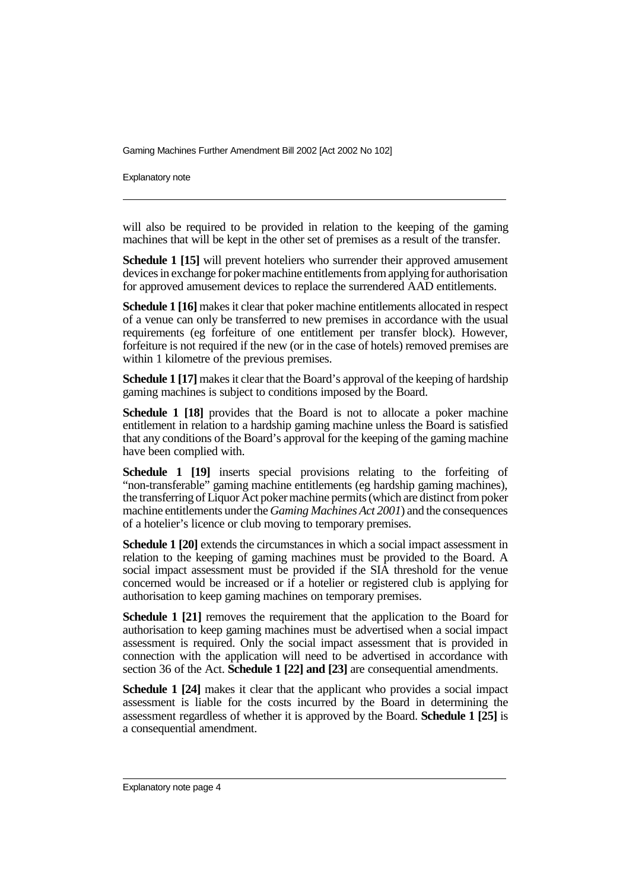will also be required to be provided in relation to the keeping of the gaming machines that will be kept in the other set of premises as a result of the transfer.

**Schedule 1 [15]** will prevent hoteliers who surrender their approved amusement devices in exchange for poker machine entitlements from applying for authorisation for approved amusement devices to replace the surrendered AAD entitlements.

**Schedule 1 [16]** makes it clear that poker machine entitlements allocated in respect of a venue can only be transferred to new premises in accordance with the usual requirements (eg forfeiture of one entitlement per transfer block). However, forfeiture is not required if the new (or in the case of hotels) removed premises are within 1 kilometre of the previous premises.

**Schedule 1 [17]** makes it clear that the Board's approval of the keeping of hardship gaming machines is subject to conditions imposed by the Board.

**Schedule 1 [18]** provides that the Board is not to allocate a poker machine entitlement in relation to a hardship gaming machine unless the Board is satisfied that any conditions of the Board's approval for the keeping of the gaming machine have been complied with.

**Schedule 1 [19]** inserts special provisions relating to the forfeiting of "non-transferable" gaming machine entitlements (eg hardship gaming machines), the transferring of Liquor Act poker machine permits (which are distinct from poker machine entitlements under the *Gaming Machines Act 2001*) and the consequences of a hotelier's licence or club moving to temporary premises.

**Schedule 1 [20]** extends the circumstances in which a social impact assessment in relation to the keeping of gaming machines must be provided to the Board. A social impact assessment must be provided if the SIA threshold for the venue concerned would be increased or if a hotelier or registered club is applying for authorisation to keep gaming machines on temporary premises.

**Schedule 1 [21]** removes the requirement that the application to the Board for authorisation to keep gaming machines must be advertised when a social impact assessment is required. Only the social impact assessment that is provided in connection with the application will need to be advertised in accordance with section 36 of the Act. **Schedule 1 [22] and [23]** are consequential amendments.

**Schedule 1 [24]** makes it clear that the applicant who provides a social impact assessment is liable for the costs incurred by the Board in determining the assessment regardless of whether it is approved by the Board. **Schedule 1 [25]** is a consequential amendment.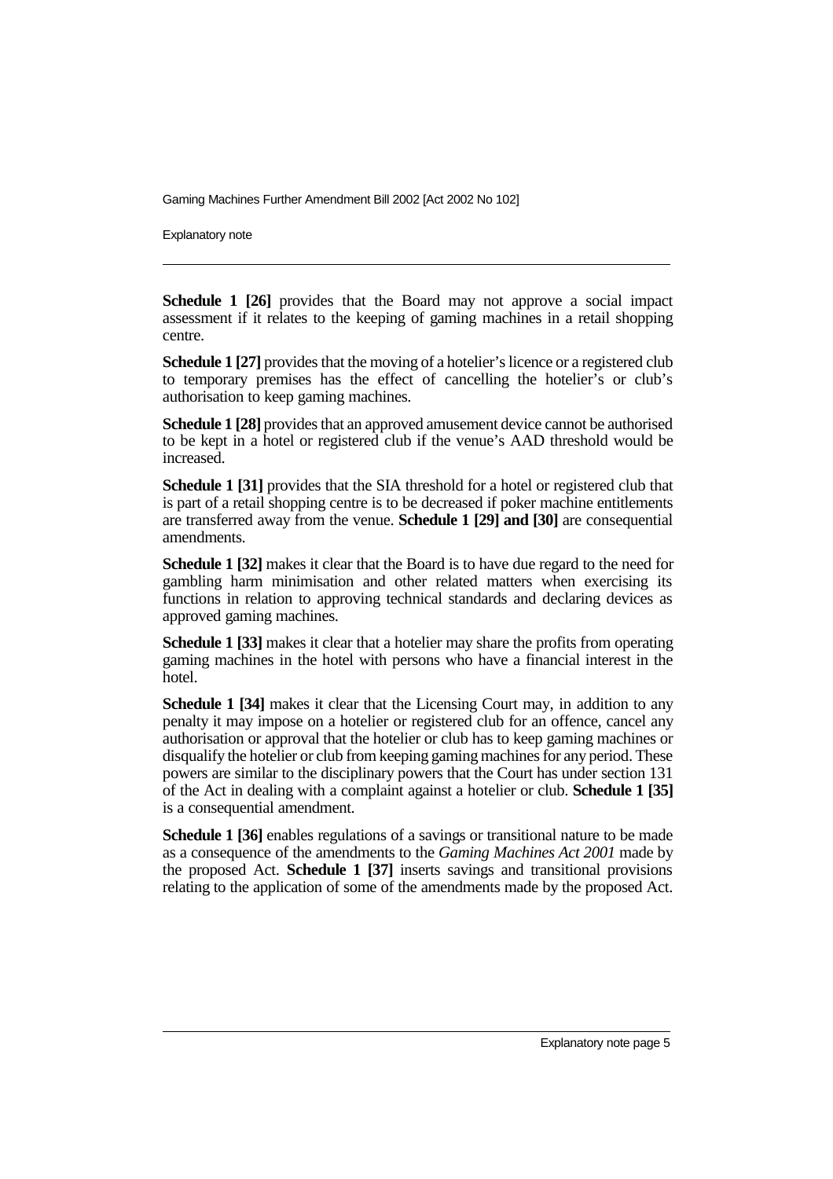**Schedule 1 [26]** provides that the Board may not approve a social impact assessment if it relates to the keeping of gaming machines in a retail shopping centre.

**Schedule 1 [27]** provides that the moving of a hotelier's licence or a registered club to temporary premises has the effect of cancelling the hotelier's or club's authorisation to keep gaming machines.

**Schedule 1 [28]** provides that an approved amusement device cannot be authorised to be kept in a hotel or registered club if the venue's AAD threshold would be increased.

**Schedule 1 [31]** provides that the SIA threshold for a hotel or registered club that is part of a retail shopping centre is to be decreased if poker machine entitlements are transferred away from the venue. **Schedule 1 [29] and [30]** are consequential amendments.

**Schedule 1 [32]** makes it clear that the Board is to have due regard to the need for gambling harm minimisation and other related matters when exercising its functions in relation to approving technical standards and declaring devices as approved gaming machines.

**Schedule 1 [33]** makes it clear that a hotelier may share the profits from operating gaming machines in the hotel with persons who have a financial interest in the hotel.

**Schedule 1 [34]** makes it clear that the Licensing Court may, in addition to any penalty it may impose on a hotelier or registered club for an offence, cancel any authorisation or approval that the hotelier or club has to keep gaming machines or disqualify the hotelier or club from keeping gaming machines for any period. These powers are similar to the disciplinary powers that the Court has under section 131 of the Act in dealing with a complaint against a hotelier or club. **Schedule 1 [35]** is a consequential amendment.

**Schedule 1 [36]** enables regulations of a savings or transitional nature to be made as a consequence of the amendments to the *Gaming Machines Act 2001* made by the proposed Act. **Schedule 1 [37]** inserts savings and transitional provisions relating to the application of some of the amendments made by the proposed Act.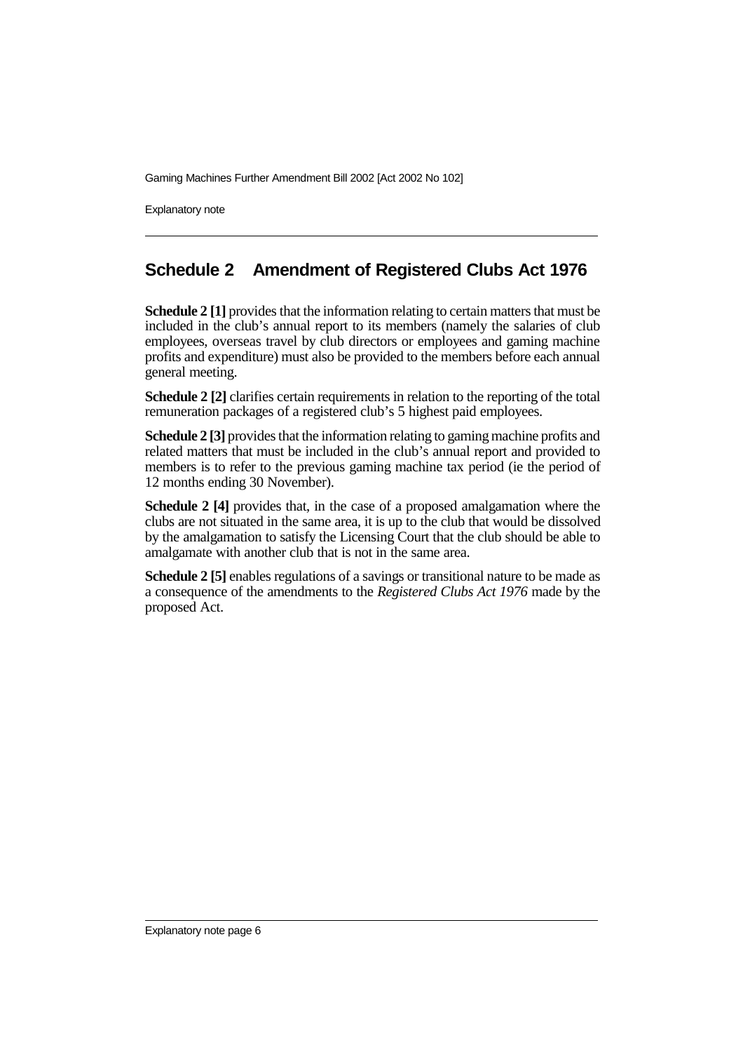## Schedule 2 Amendment of Registered Clubs Act 1976

**Schedule 2 [1]** provides that the information relating to certain matters that must be included in the club's annual report to its members (namely the salaries of club employees, overseas travel by club directors or employees and gaming machine profits and expenditure) must also be provided to the members before each annual general meeting.

**Schedule 2 [2]** clarifies certain requirements in relation to the reporting of the total remuneration packages of a registered club's 5 highest paid employees.

**Schedule 2 [3]** provides that the information relating to gaming machine profits and related matters that must be included in the club's annual report and provided to members is to refer to the previous gaming machine tax period (ie the period of 12 months ending 30 November).

**Schedule 2 [4]** provides that, in the case of a proposed amalgamation where the clubs are not situated in the same area, it is up to the club that would be dissolved by the amalgamation to satisfy the Licensing Court that the club should be able to amalgamate with another club that is not in the same area.

**Schedule 2 [5]** enables regulations of a savings or transitional nature to be made as a consequence of the amendments to the *Registered Clubs Act 1976* made by the proposed Act.